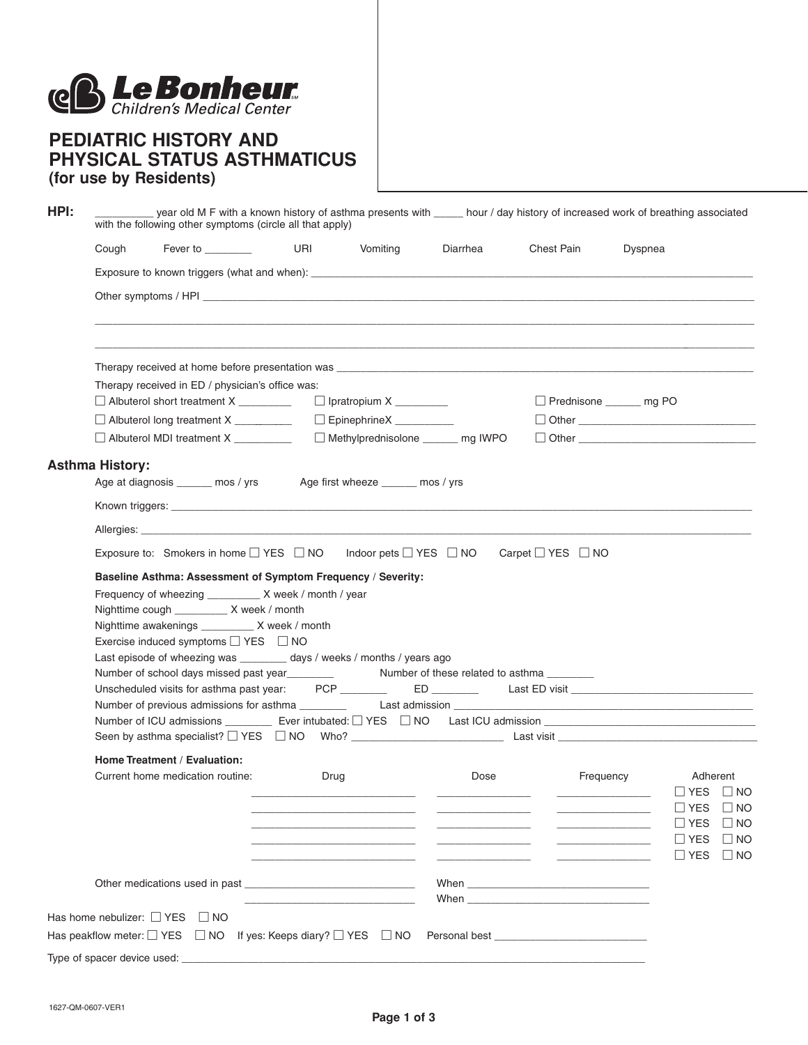**Le Bonheur** Children's Medical Center

# PEDIATRIC HISTORY AND PHYSICAL STATUS ASTHMATICUS

**(for use by Residents)**

## HPI:

__________ year old M F with a known history of asthma presents with _____ hour / day history of increased work of breathing associated with the following other symptoms (circle all that apply)

Cough    Fever to ________    URI    Vomiting    Diarrhea    Chest Pain    Dyspnea

Exposure to known triggers (what and when): ____________________________________________

Other symptoms / HPI ____________________________________________

____________________________________________

____________________________________________

Therapy received at home before presentation was ____________________________________________

Therapy received in ED / physician's office was:

☐ Albuterol short treatment X _________    ☐ Ipratropium X _________    ☐ Prednisone ______ mg PO

☐ Albuterol long treatment X __________    ☐ EpinephrineX __________    ☐ Other ______________________________

☐ Albuterol MDI treatment X __________    ☐ Methylprednisolone ______ mg IWPO    ☐ Other ______________________________

## Asthma History:

Age at diagnosis ______ mos / yrs    Age first wheeze ______ mos / yrs

Known triggers: ____________________________________________

Allergies: ____________________________________________

Exposure to: Smokers in home ☐ YES ☐ NO    Indoor pets ☐ YES ☐ NO    Carpet ☐ YES ☐ NO

**Baseline Asthma: Assessment of Symptom Frequency / Severity:**

Frequency of wheezing _________ X week / month / year

Nighttime cough _________ X week / month

Nighttime awakenings _________ X week / month

Exercise induced symptoms ☐ YES ☐ NO

Last episode of wheezing was ________ days / weeks / months / years ago

Number of school days missed past year________    Number of these related to asthma ________

Unscheduled visits for asthma past year:    PCP ________    ED ________    Last ED visit ______________________________

Number of previous admissions for asthma ________    Last admission ______________________________

Number of ICU admissions ________    Ever intubated: ☐ YES ☐ NO    Last ICU admission ______________________________

Seen by asthma specialist? ☐ YES ☐ NO    Who? __________________________    Last visit ______________________________

**Home Treatment / Evaluation:**

Current home medication routine:

| Drug | Dose | Frequency | Adherent |
|---|---|---|---|
| ____________________ | ______________ | ______________ | ☐ YES ☐ NO |
| ____________________ | ______________ | ______________ | ☐ YES ☐ NO |
| ____________________ | ______________ | ______________ | ☐ YES ☐ NO |
| ____________________ | ______________ | ______________ | ☐ YES ☐ NO |
| ____________________ | ______________ | ______________ | ☐ YES ☐ NO |

Other medications used in past ____________________________    When ______________________________

____________________________    When ______________________________

Has home nebulizer: ☐ YES ☐ NO

Has peakflow meter: ☐ YES ☐ NO    If yes: Keeps diary? ☐ YES ☐ NO    Personal best __________________________

Type of spacer device used: ____________________________________________

1627-QM-0607-VER1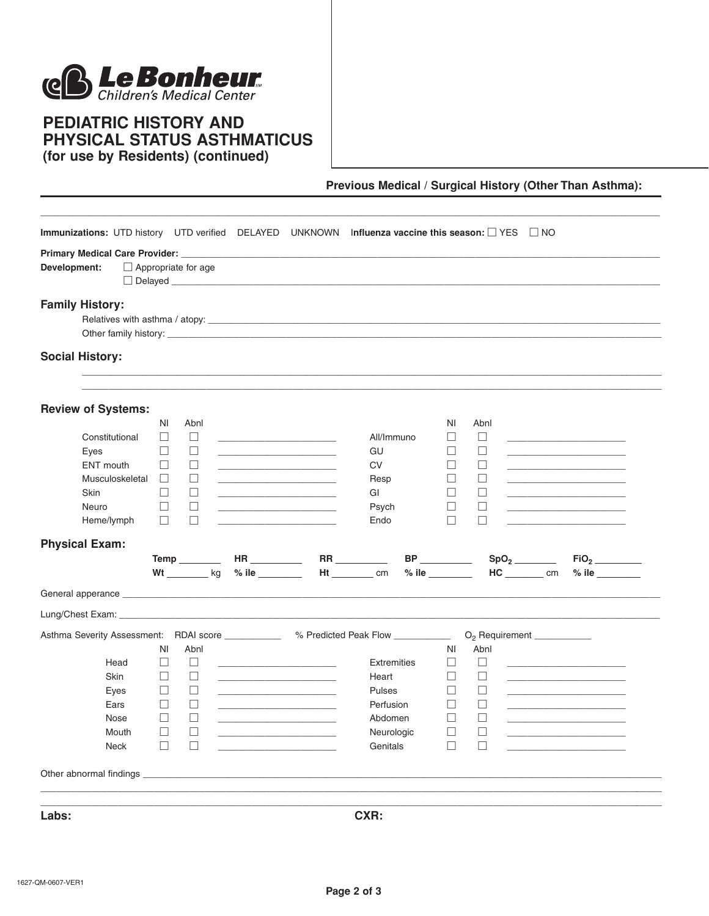Le Bonheur Children's Medical Center

# PEDIATRIC HISTORY AND PHYSICAL STATUS ASTHMATICUS

**(for use by Residents) (continued)**

**Previous Medical / Surgical History (Other Than Asthma):**

______________________________________________________________________________

**Immunizations:** UTD history UTD verified DELAYED UNKNOWN **Influenza vaccine this season:** ☐ YES ☐ NO

**Primary Medical Care Provider:** ____________________________________________

**Development:** ☐ Appropriate for age
☐ Delayed ____________________________________________

## Family History:

Relatives with asthma / atopy: ____________________________________________

Other family history: ____________________________________________

## Social History:

______________________________________________________________________________

______________________________________________________________________________

## Review of Systems:

| | Nl | Abnl | | | Nl | Abnl | |
|---|---|---|---|---|---|---|---|
| Constitutional | ☐ | ☐ | ________ | All/Immuno | ☐ | ☐ | ________ |
| Eyes | ☐ | ☐ | ________ | GU | ☐ | ☐ | ________ |
| ENT mouth | ☐ | ☐ | ________ | CV | ☐ | ☐ | ________ |
| Musculoskeletal | ☐ | ☐ | ________ | Resp | ☐ | ☐ | ________ |
| Skin | ☐ | ☐ | ________ | GI | ☐ | ☐ | ________ |
| Neuro | ☐ | ☐ | ________ | Psych | ☐ | ☐ | ________ |
| Heme/lymph | ☐ | ☐ | ________ | Endo | ☐ | ☐ | ________ |

## Physical Exam:

**Temp** ________ **HR** ________ **RR** ________ **BP** ________ **$SpO_2$** ________ **$FiO_2$** ________

**Wt** ________ kg **% ile** ________ **Ht** ________ cm **% ile** ________ **HC** ________ cm **% ile** ________

General apperance ____________________________________________

Lung/Chest Exam: ____________________________________________

Asthma Severity Assessment: RDAI score ________ % Predicted Peak Flow ________ $O_2$ Requirement ________

| | Nl | Abnl | | | Nl | Abnl | |
|---|---|---|---|---|---|---|---|
| Head | ☐ | ☐ | ________ | Extremities | ☐ | ☐ | ________ |
| Skin | ☐ | ☐ | ________ | Heart | ☐ | ☐ | ________ |
| Eyes | ☐ | ☐ | ________ | Pulses | ☐ | ☐ | ________ |
| Ears | ☐ | ☐ | ________ | Perfusion | ☐ | ☐ | ________ |
| Nose | ☐ | ☐ | ________ | Abdomen | ☐ | ☐ | ________ |
| Mouth | ☐ | ☐ | ________ | Neurologic | ☐ | ☐ | ________ |
| Neck | ☐ | ☐ | ________ | Genitals | ☐ | ☐ | ________ |

Other abnormal findings ____________________________________________

______________________________________________________________________________

______________________________________________________________________________

**Labs:** **CXR:**

1627-QM-0607-VER1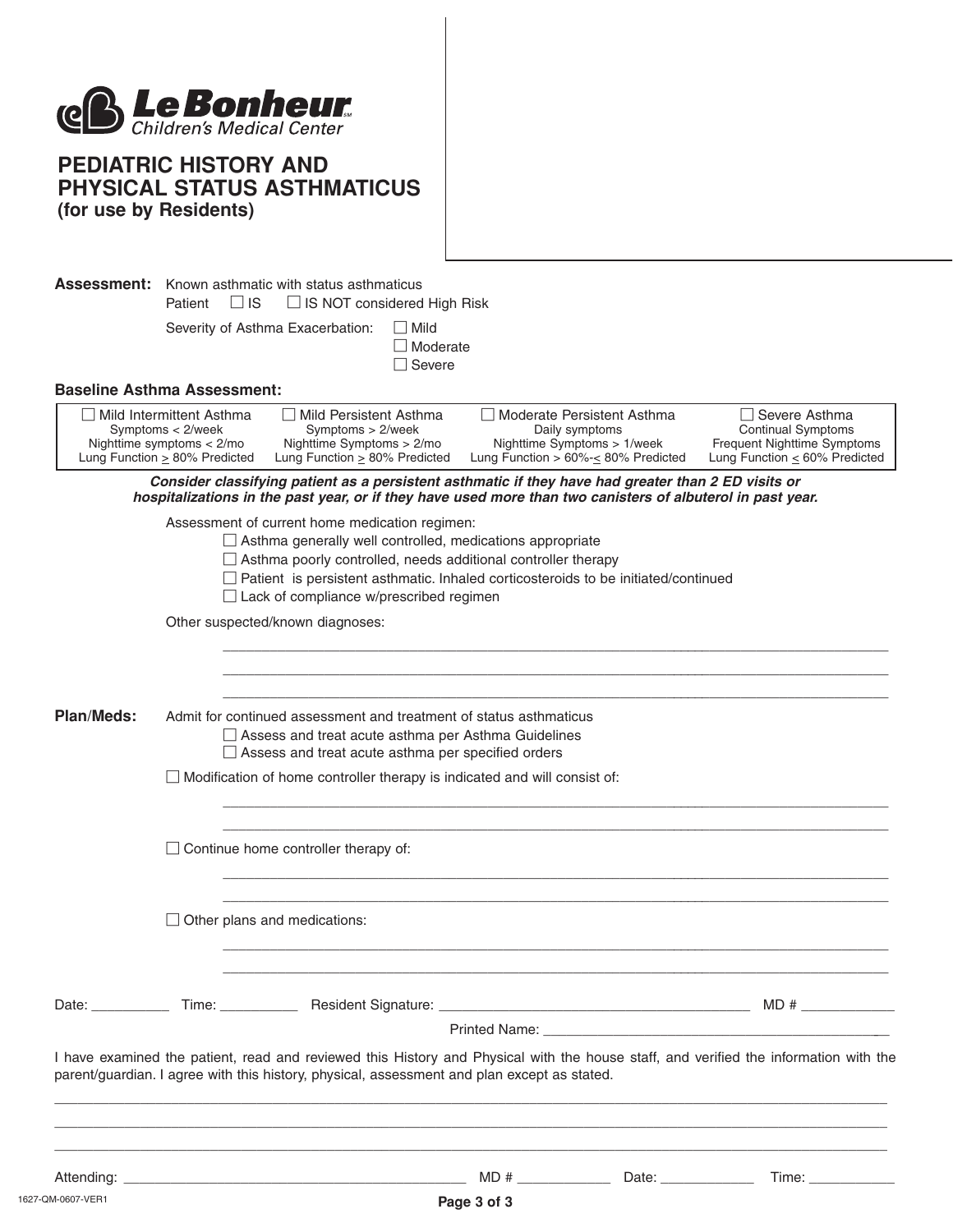Le Bonheur Children's Medical Center

# PEDIATRIC HISTORY AND PHYSICAL STATUS ASTHMATICUS
**(for use by Residents)**

**Assessment:** Known asthmatic with status asthmaticus

Patient ☐ IS ☐ IS NOT considered High Risk

Severity of Asthma Exacerbation:
- ☐ Mild
- ☐ Moderate
- ☐ Severe

**Baseline Asthma Assessment:**

| | | | |
|---|---|---|---|
| ☐ Mild Intermittent Asthma<br>Symptoms < 2/week<br>Nighttime symptoms < 2/mo<br>Lung Function ≥ 80% Predicted | ☐ Mild Persistent Asthma<br>Symptoms > 2/week<br>Nighttime Symptoms > 2/mo<br>Lung Function ≥ 80% Predicted | ☐ Moderate Persistent Asthma<br>Daily symptoms<br>Nighttime Symptoms > 1/week<br>Lung Function > 60%-≤ 80% Predicted | ☐ Severe Asthma<br>Continual Symptoms<br>Frequent Nighttime Symptoms<br>Lung Function ≤ 60% Predicted |

***Consider classifying patient as a persistent asthmatic if they have had greater than 2 ED visits or hospitalizations in the past year, or if they have used more than two canisters of albuterol in past year.***

Assessment of current home medication regimen:
- ☐ Asthma generally well controlled, medications appropriate
- ☐ Asthma poorly controlled, needs additional controller therapy
- ☐ Patient is persistent asthmatic. Inhaled corticosteroids to be initiated/continued
- ☐ Lack of compliance w/prescribed regimen

Other suspected/known diagnoses:

______________________________________________________________________________

______________________________________________________________________________

______________________________________________________________________________

**Plan/Meds:** Admit for continued assessment and treatment of status asthmaticus
- ☐ Assess and treat acute asthma per Asthma Guidelines
- ☐ Assess and treat acute asthma per specified orders

☐ Modification of home controller therapy is indicated and will consist of:

______________________________________________________________________________

______________________________________________________________________________

☐ Continue home controller therapy of:

______________________________________________________________________________

______________________________________________________________________________

☐ Other plans and medications:

______________________________________________________________________________

______________________________________________________________________________

Date: __________ Time: __________ Resident Signature: ________________________________ MD # ____________

Printed Name: ________________________________________

I have examined the patient, read and reviewed this History and Physical with the house staff, and verified the information with the parent/guardian. I agree with this history, physical, assessment and plan except as stated.

______________________________________________________________________________

______________________________________________________________________________

______________________________________________________________________________

Attending: ________________________________________ MD # ____________ Date: ____________ Time: ___________

1627-QM-0607-VER1